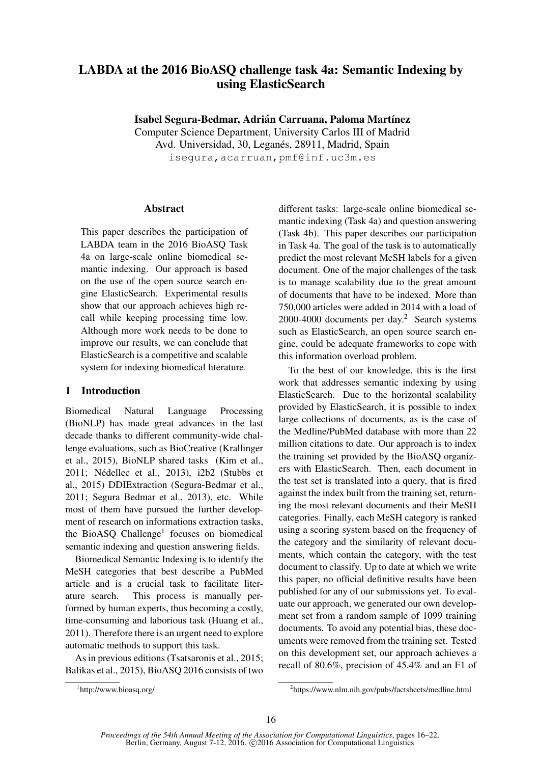# LABDA at the 2016 BioASQ challenge task 4a: Semantic Indexing by using ElasticSearch

**Isabel Segura-Bedmar, Adrián Carruana, Paloma Martínez**
Computer Science Department, University Carlos III of Madrid
Avd. Universidad, 30, Leganés, 28911, Madrid, Spain
isegura,acarruan,pmf@inf.uc3m.es

## Abstract

This paper describes the participation of LABDA team in the 2016 BioASQ Task 4a on large-scale online biomedical semantic indexing. Our approach is based on the use of the open source search engine ElasticSearch. Experimental results show that our approach achieves high recall while keeping processing time low. Although more work needs to be done to improve our results, we can conclude that ElasticSearch is a competitive and scalable system for indexing biomedical literature.

## 1 Introduction

Biomedical Natural Language Processing (BioNLP) has made great advances in the last decade thanks to different community-wide challenge evaluations, such as BioCreative (Krallinger et al., 2015), BioNLP shared tasks (Kim et al., 2011; Nédellec et al., 2013), i2b2 (Stubbs et al., 2015) DDIExtraction (Segura-Bedmar et al., 2011; Segura Bedmar et al., 2013), etc. While most of them have pursued the further development of research on informations extraction tasks, the BioASQ Challenge[1] focuses on biomedical semantic indexing and question answering fields.

Biomedical Semantic Indexing is to identify the MeSH categories that best describe a PubMed article and is a crucial task to facilitate literature search. This process is manually performed by human experts, thus becoming a costly, time-consuming and laborious task (Huang et al., 2011). Therefore there is an urgent need to explore automatic methods to support this task.

As in previous editions (Tsatsaronis et al., 2015; Balikas et al., 2015), BioASQ 2016 consists of two different tasks: large-scale online biomedical semantic indexing (Task 4a) and question answering (Task 4b). This paper describes our participation in Task 4a. The goal of the task is to automatically predict the most relevant MeSH labels for a given document. One of the major challenges of the task is to manage scalability due to the great amount of documents that have to be indexed. More than 750,000 articles were added in 2014 with a load of 2000-4000 documents per day.[2] Search systems such as ElasticSearch, an open source search engine, could be adequate frameworks to cope with this information overload problem.

To the best of our knowledge, this is the first work that addresses semantic indexing by using ElasticSearch. Due to the horizontal scalability provided by ElasticSearch, it is possible to index large collections of documents, as is the case of the Medline/PubMed database with more than 22 million citations to date. Our approach is to index the training set provided by the BioASQ organizers with ElasticSearch. Then, each document in the test set is translated into a query, that is fired against the index built from the training set, returning the most relevant documents and their MeSH categories. Finally, each MeSH category is ranked using a scoring system based on the frequency of the category and the similarity of relevant documents, which contain the category, with the test document to classify. Up to date at which we write this paper, no official definitive results have been published for any of our submissions yet. To evaluate our approach, we generated our own development set from a random sample of 1099 training documents. To avoid any potential bias, these documents were removed from the training set. Tested on this development set, our approach achieves a recall of 80.6%, precision of 45.4% and an F1 of

[1] http://www.bioasq.org/

[2] https://www.nlm.nih.gov/pubs/factsheets/medline.html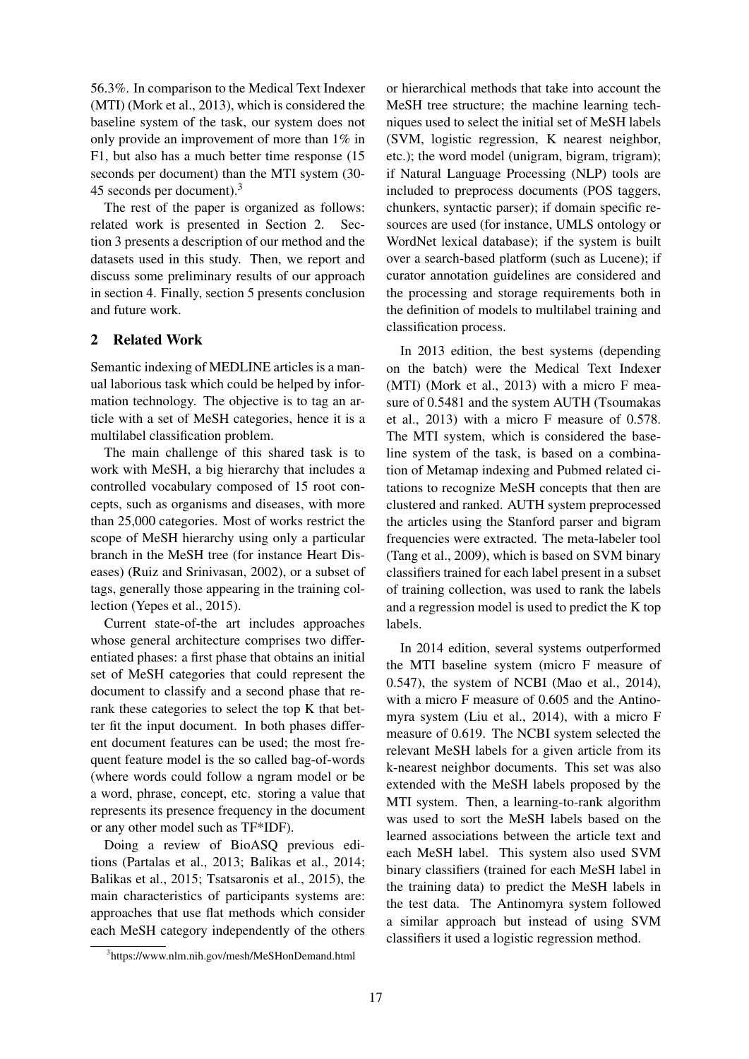56.3%. In comparison to the Medical Text Indexer (MTI) (Mork et al., 2013), which is considered the baseline system of the task, our system does not only provide an improvement of more than 1% in F1, but also has a much better time response (15 seconds per document) than the MTI system (30-45 seconds per document).[3]

The rest of the paper is organized as follows: related work is presented in Section 2. Section 3 presents a description of our method and the datasets used in this study. Then, we report and discuss some preliminary results of our approach in section 4. Finally, section 5 presents conclusion and future work.

## 2 Related Work

Semantic indexing of MEDLINE articles is a manual laborious task which could be helped by information technology. The objective is to tag an article with a set of MeSH categories, hence it is a multilabel classification problem.

The main challenge of this shared task is to work with MeSH, a big hierarchy that includes a controlled vocabulary composed of 15 root concepts, such as organisms and diseases, with more than 25,000 categories. Most of works restrict the scope of MeSH hierarchy using only a particular branch in the MeSH tree (for instance Heart Diseases) (Ruiz and Srinivasan, 2002), or a subset of tags, generally those appearing in the training collection (Yepes et al., 2015).

Current state-of-the art includes approaches whose general architecture comprises two differentiated phases: a first phase that obtains an initial set of MeSH categories that could represent the document to classify and a second phase that rerank these categories to select the top K that better fit the input document. In both phases different document features can be used; the most frequent feature model is the so called bag-of-words (where words could follow a ngram model or be a word, phrase, concept, etc. storing a value that represents its presence frequency in the document or any other model such as TF*IDF).

Doing a review of BioASQ previous editions (Partalas et al., 2013; Balikas et al., 2014; Balikas et al., 2015; Tsatsaronis et al., 2015), the main characteristics of participants systems are: approaches that use flat methods which consider each MeSH category independently of the others or hierarchical methods that take into account the MeSH tree structure; the machine learning techniques used to select the initial set of MeSH labels (SVM, logistic regression, K nearest neighbor, etc.); the word model (unigram, bigram, trigram); if Natural Language Processing (NLP) tools are included to preprocess documents (POS taggers, chunkers, syntactic parser); if domain specific resources are used (for instance, UMLS ontology or WordNet lexical database); if the system is built over a search-based platform (such as Lucene); if curator annotation guidelines are considered and the processing and storage requirements both in the definition of models to multilabel training and classification process.

In 2013 edition, the best systems (depending on the batch) were the Medical Text Indexer (MTI) (Mork et al., 2013) with a micro F measure of 0.5481 and the system AUTH (Tsoumakas et al., 2013) with a micro F measure of 0.578. The MTI system, which is considered the baseline system of the task, is based on a combination of Metamap indexing and Pubmed related citations to recognize MeSH concepts that then are clustered and ranked. AUTH system preprocessed the articles using the Stanford parser and bigram frequencies were extracted. The meta-labeler tool (Tang et al., 2009), which is based on SVM binary classifiers trained for each label present in a subset of training collection, was used to rank the labels and a regression model is used to predict the K top labels.

In 2014 edition, several systems outperformed the MTI baseline system (micro F measure of 0.547), the system of NCBI (Mao et al., 2014), with a micro F measure of 0.605 and the Antinomyra system (Liu et al., 2014), with a micro F measure of 0.619. The NCBI system selected the relevant MeSH labels for a given article from its k-nearest neighbor documents. This set was also extended with the MeSH labels proposed by the MTI system. Then, a learning-to-rank algorithm was used to sort the MeSH labels based on the learned associations between the article text and each MeSH label. This system also used SVM binary classifiers (trained for each MeSH label in the training data) to predict the MeSH labels in the test data. The Antinomyra system followed a similar approach but instead of using SVM classifiers it used a logistic regression method.

[3] https://www.nlm.nih.gov/mesh/MeSHonDemand.html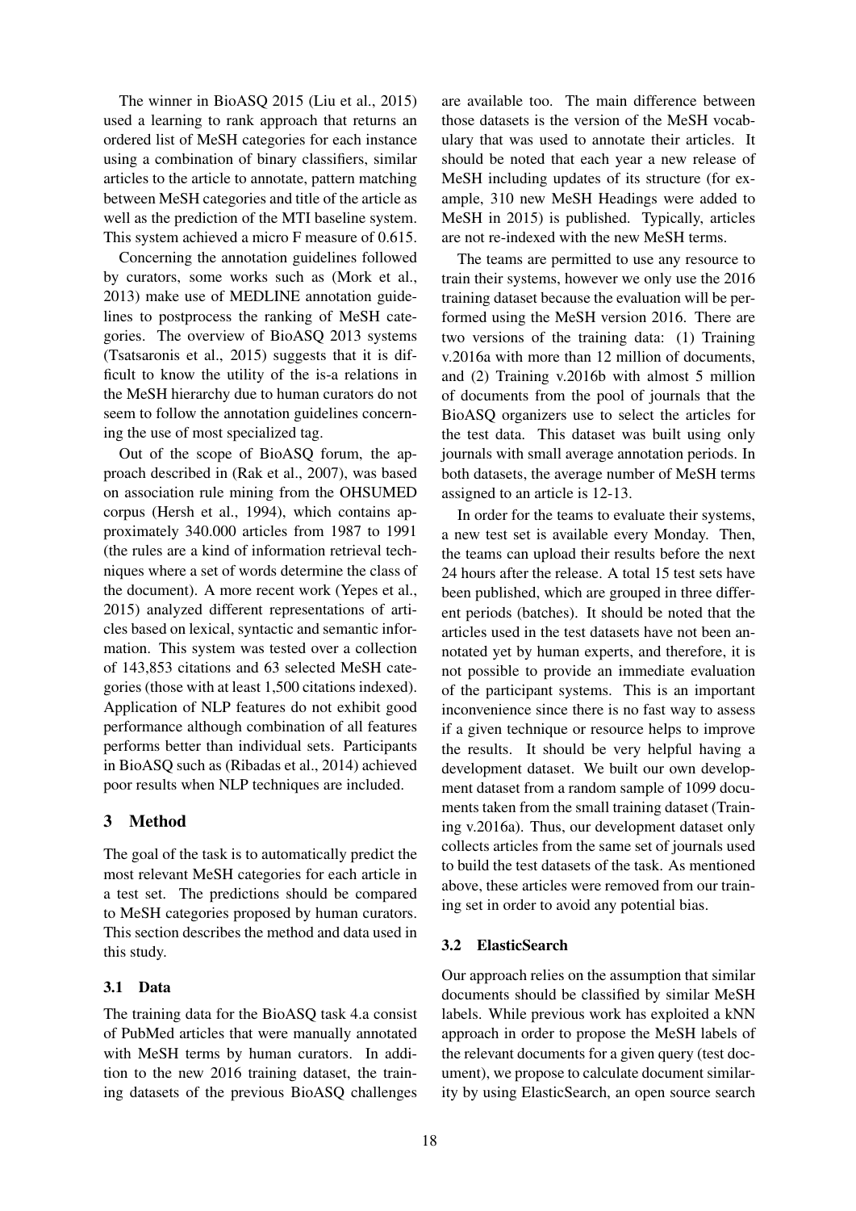The winner in BioASQ 2015 (Liu et al., 2015) used a learning to rank approach that returns an ordered list of MeSH categories for each instance using a combination of binary classifiers, similar articles to the article to annotate, pattern matching between MeSH categories and title of the article as well as the prediction of the MTI baseline system. This system achieved a micro F measure of 0.615.

Concerning the annotation guidelines followed by curators, some works such as (Mork et al., 2013) make use of MEDLINE annotation guidelines to postprocess the ranking of MeSH categories. The overview of BioASQ 2013 systems (Tsatsaronis et al., 2015) suggests that it is difficult to know the utility of the is-a relations in the MeSH hierarchy due to human curators do not seem to follow the annotation guidelines concerning the use of most specialized tag.

Out of the scope of BioASQ forum, the approach described in (Rak et al., 2007), was based on association rule mining from the OHSUMED corpus (Hersh et al., 1994), which contains approximately 340.000 articles from 1987 to 1991 (the rules are a kind of information retrieval techniques where a set of words determine the class of the document). A more recent work (Yepes et al., 2015) analyzed different representations of articles based on lexical, syntactic and semantic information. This system was tested over a collection of 143,853 citations and 63 selected MeSH categories (those with at least 1,500 citations indexed). Application of NLP features do not exhibit good performance although combination of all features performs better than individual sets. Participants in BioASQ such as (Ribadas et al., 2014) achieved poor results when NLP techniques are included.

## 3 Method

The goal of the task is to automatically predict the most relevant MeSH categories for each article in a test set. The predictions should be compared to MeSH categories proposed by human curators. This section describes the method and data used in this study.

### 3.1 Data

The training data for the BioASQ task 4.a consist of PubMed articles that were manually annotated with MeSH terms by human curators. In addition to the new 2016 training dataset, the training datasets of the previous BioASQ challenges are available too. The main difference between those datasets is the version of the MeSH vocabulary that was used to annotate their articles. It should be noted that each year a new release of MeSH including updates of its structure (for example, 310 new MeSH Headings were added to MeSH in 2015) is published. Typically, articles are not re-indexed with the new MeSH terms.

The teams are permitted to use any resource to train their systems, however we only use the 2016 training dataset because the evaluation will be performed using the MeSH version 2016. There are two versions of the training data: (1) Training v.2016a with more than 12 million of documents, and (2) Training v.2016b with almost 5 million of documents from the pool of journals that the BioASQ organizers use to select the articles for the test data. This dataset was built using only journals with small average annotation periods. In both datasets, the average number of MeSH terms assigned to an article is 12-13.

In order for the teams to evaluate their systems, a new test set is available every Monday. Then, the teams can upload their results before the next 24 hours after the release. A total 15 test sets have been published, which are grouped in three different periods (batches). It should be noted that the articles used in the test datasets have not been annotated yet by human experts, and therefore, it is not possible to provide an immediate evaluation of the participant systems. This is an important inconvenience since there is no fast way to assess if a given technique or resource helps to improve the results. It should be very helpful having a development dataset. We built our own development dataset from a random sample of 1099 documents taken from the small training dataset (Training v.2016a). Thus, our development dataset only collects articles from the same set of journals used to build the test datasets of the task. As mentioned above, these articles were removed from our training set in order to avoid any potential bias.

### 3.2 ElasticSearch

Our approach relies on the assumption that similar documents should be classified by similar MeSH labels. While previous work has exploited a kNN approach in order to propose the MeSH labels of the relevant documents for a given query (test document), we propose to calculate document similarity by using ElasticSearch, an open source search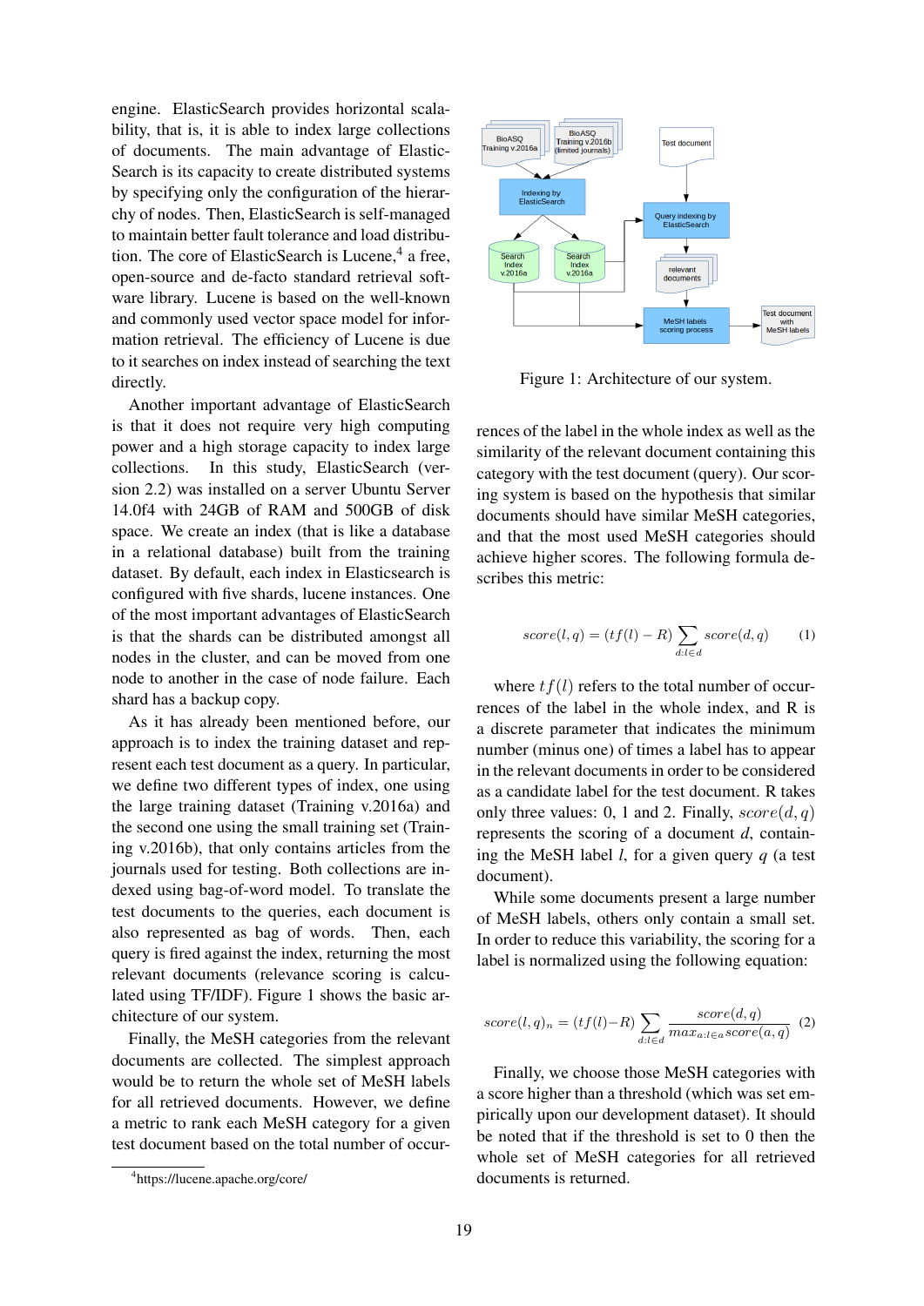engine. ElasticSearch provides horizontal scalability, that is, it is able to index large collections of documents. The main advantage of ElasticSearch is its capacity to create distributed systems by specifying only the configuration of the hierarchy of nodes. Then, ElasticSearch is self-managed to maintain better fault tolerance and load distribution. The core of ElasticSearch is Lucene,[4] a free, open-source and de-facto standard retrieval software library. Lucene is based on the well-known and commonly used vector space model for information retrieval. The efficiency of Lucene is due to it searches on index instead of searching the text directly.

Another important advantage of ElasticSearch is that it does not require very high computing power and a high storage capacity to index large collections. In this study, ElasticSearch (version 2.2) was installed on a server Ubuntu Server 14.0f4 with 24GB of RAM and 500GB of disk space. We create an index (that is like a database in a relational database) built from the training dataset. By default, each index in Elasticsearch is configured with five shards, lucene instances. One of the most important advantages of ElasticSearch is that the shards can be distributed amongst all nodes in the cluster, and can be moved from one node to another in the case of node failure. Each shard has a backup copy.

As it has already been mentioned before, our approach is to index the training dataset and represent each test document as a query. In particular, we define two different types of index, one using the large training dataset (Training v.2016a) and the second one using the small training set (Training v.2016b), that only contains articles from the journals used for testing. Both collections are indexed using bag-of-word model. To translate the test documents to the queries, each document is also represented as bag of words. Then, each query is fired against the index, returning the most relevant documents (relevance scoring is calculated using TF/IDF). Figure 1 shows the basic architecture of our system.

Finally, the MeSH categories from the relevant documents are collected. The simplest approach would be to return the whole set of MeSH labels for all retrieved documents. However, we define a metric to rank each MeSH category for a given test document based on the total number of occurrences of the label in the whole index as well as the similarity of the relevant document containing this category with the test document (query). Our scoring system is based on the hypothesis that similar documents should have similar MeSH categories, and that the most used MeSH categories should achieve higher scores. The following formula describes this metric:

[4] https://lucene.apache.org/core/

Figure 1: Architecture of our system.

$$score(l, q) = (tf(l) - R) \sum_{d:l \in d} score(d, q) \quad (1)$$

where $tf(l)$ refers to the total number of occurrences of the label in the whole index, and R is a discrete parameter that indicates the minimum number (minus one) of times a label has to appear in the relevant documents in order to be considered as a candidate label for the test document. R takes only three values: 0, 1 and 2. Finally, $score(d, q)$ represents the scoring of a document $d$, containing the MeSH label $l$, for a given query $q$ (a test document).

While some documents present a large number of MeSH labels, others only contain a small set. In order to reduce this variability, the scoring for a label is normalized using the following equation:

$$score(l, q)_n = (tf(l) - R) \sum_{d:l \in d} \frac{score(d, q)}{max_{a:l \in a} score(a, q)} \quad (2)$$

Finally, we choose those MeSH categories with a score higher than a threshold (which was set empirically upon our development dataset). It should be noted that if the threshold is set to 0 then the whole set of MeSH categories for all retrieved documents is returned.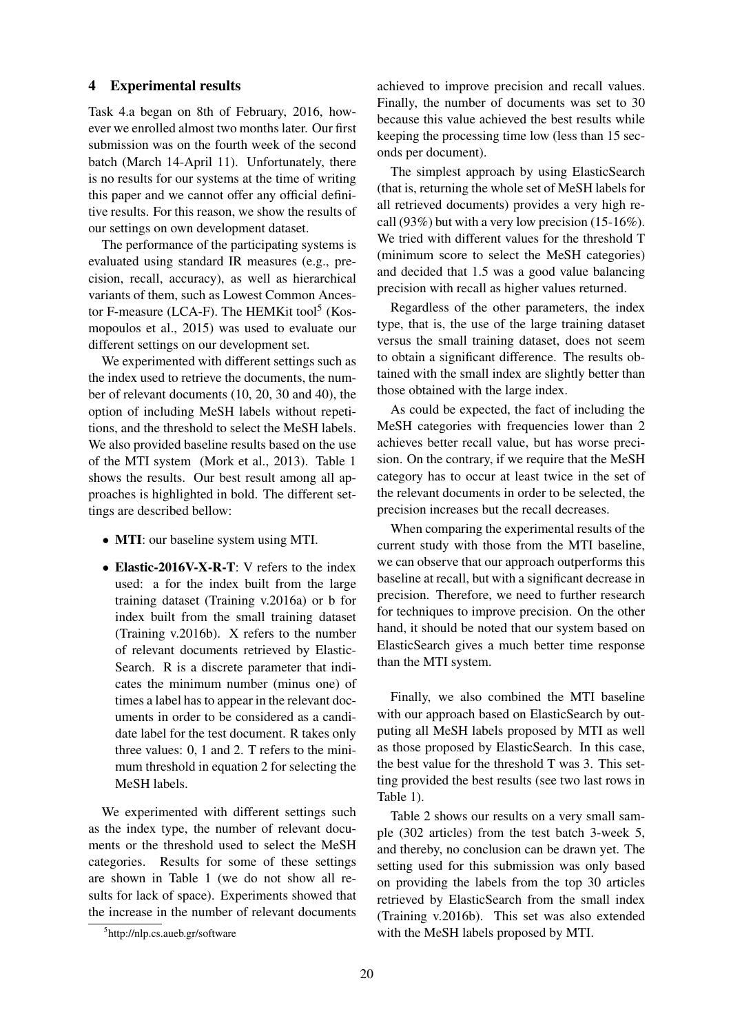## 4 Experimental results

Task 4.a began on 8th of February, 2016, however we enrolled almost two months later. Our first submission was on the fourth week of the second batch (March 14-April 11). Unfortunately, there is no results for our systems at the time of writing this paper and we cannot offer any official definitive results. For this reason, we show the results of our settings on own development dataset.

The performance of the participating systems is evaluated using standard IR measures (e.g., precision, recall, accuracy), as well as hierarchical variants of them, such as Lowest Common Ancestor F-measure (LCA-F). The HEMKit tool[5] (Kosmopoulos et al., 2015) was used to evaluate our different settings on our development set.

We experimented with different settings such as the index used to retrieve the documents, the number of relevant documents (10, 20, 30 and 40), the option of including MeSH labels without repetitions, and the threshold to select the MeSH labels. We also provided baseline results based on the use of the MTI system (Mork et al., 2013). Table 1 shows the results. Our best result among all approaches is highlighted in bold. The different settings are described bellow:

- **MTI**: our baseline system using MTI.
- **Elastic-2016V-X-R-T**: V refers to the index used: a for the index built from the large training dataset (Training v.2016a) or b for index built from the small training dataset (Training v.2016b). X refers to the number of relevant documents retrieved by ElasticSearch. R is a discrete parameter that indicates the minimum number (minus one) of times a label has to appear in the relevant documents in order to be considered as a candidate label for the test document. R takes only three values: 0, 1 and 2. T refers to the minimum threshold in equation 2 for selecting the MeSH labels.

We experimented with different settings such as the index type, the number of relevant documents or the threshold used to select the MeSH categories. Results for some of these settings are shown in Table 1 (we do not show all results for lack of space). Experiments showed that the increase in the number of relevant documents achieved to improve precision and recall values. Finally, the number of documents was set to 30 because this value achieved the best results while keeping the processing time low (less than 15 seconds per document).

The simplest approach by using ElasticSearch (that is, returning the whole set of MeSH labels for all retrieved documents) provides a very high recall (93%) but with a very low precision (15-16%). We tried with different values for the threshold T (minimum score to select the MeSH categories) and decided that 1.5 was a good value balancing precision with recall as higher values returned.

Regardless of the other parameters, the index type, that is, the use of the large training dataset versus the small training dataset, does not seem to obtain a significant difference. The results obtained with the small index are slightly better than those obtained with the large index.

As could be expected, the fact of including the MeSH categories with frequencies lower than 2 achieves better recall value, but has worse precision. On the contrary, if we require that the MeSH category has to occur at least twice in the set of the relevant documents in order to be selected, the precision increases but the recall decreases.

When comparing the experimental results of the current study with those from the MTI baseline, we can observe that our approach outperforms this baseline at recall, but with a significant decrease in precision. Therefore, we need to further research for techniques to improve precision. On the other hand, it should be noted that our system based on ElasticSearch gives a much better time response than the MTI system.

Finally, we also combined the MTI baseline with our approach based on ElasticSearch by outputing all MeSH labels proposed by MTI as well as those proposed by ElasticSearch. In this case, the best value for the threshold T was 3. This setting provided the best results (see two last rows in Table 1).

Table 2 shows our results on a very small sample (302 articles) from the test batch 3-week 5, and thereby, no conclusion can be drawn yet. The setting used for this submission was only based on providing the labels from the top 30 articles retrieved by ElasticSearch from the small index (Training v.2016b). This set was also extended with the MeSH labels proposed by MTI.

[5] http://nlp.cs.aueb.gr/software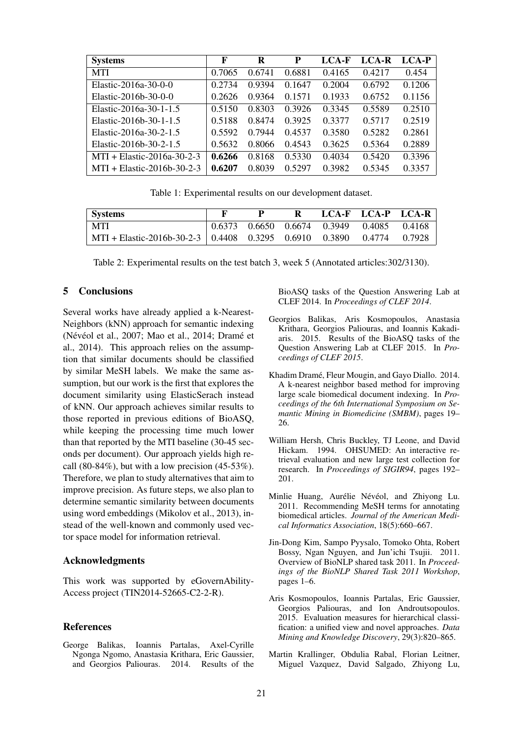| Systems | F | R | P | LCA-F | LCA-R | LCA-P |
|---|---|---|---|---|---|---|
| MTI | 0.7065 | 0.6741 | 0.6881 | 0.4165 | 0.4217 | 0.454 |
| Elastic-2016a-30-0-0 | 0.2734 | 0.9394 | 0.1647 | 0.2004 | 0.6792 | 0.1206 |
| Elastic-2016b-30-0-0 | 0.2626 | 0.9364 | 0.1571 | 0.1933 | 0.6752 | 0.1156 |
| Elastic-2016a-30-1-1.5 | 0.5150 | 0.8303 | 0.3926 | 0.3345 | 0.5589 | 0.2510 |
| Elastic-2016b-30-1-1.5 | 0.5188 | 0.8474 | 0.3925 | 0.3377 | 0.5717 | 0.2519 |
| Elastic-2016a-30-2-1.5 | 0.5592 | 0.7944 | 0.4537 | 0.3580 | 0.5282 | 0.2861 |
| Elastic-2016b-30-2-1.5 | 0.5632 | 0.8066 | 0.4543 | 0.3625 | 0.5364 | 0.2889 |
| MTI + Elastic-2016a-30-2-3 | **0.6266** | 0.8168 | 0.5330 | 0.4034 | 0.5420 | 0.3396 |
| MTI + Elastic-2016b-30-2-3 | **0.6207** | 0.8039 | 0.5297 | 0.3982 | 0.5345 | 0.3357 |

Table 1: Experimental results on our development dataset.

| Systems | F | P | R | LCA-F | LCA-P | LCA-R |
|---|---|---|---|---|---|---|
| MTI | 0.6373 | 0.6650 | 0.6674 | 0.3949 | 0.4085 | 0.4168 |
| MTI + Elastic-2016b-30-2-3 | 0.4408 | 0.3295 | 0.6910 | 0.3890 | 0.4774 | 0.7928 |

Table 2: Experimental results on the test batch 3, week 5 (Annotated articles:302/3130).

## 5 Conclusions

Several works have already applied a k-Nearest-Neighbors (kNN) approach for semantic indexing (Névéol et al., 2007; Mao et al., 2014; Dramé et al., 2014). This approach relies on the assumption that similar documents should be classified by similar MeSH labels. We make the same assumption, but our work is the first that explores the document similarity using ElasticSerach instead of kNN. Our approach achieves similar results to those reported in previous editions of BioASQ, while keeping the processing time much lower than that reported by the MTI baseline (30-45 seconds per document). Our approach yields high recall (80-84%), but with a low precision (45-53%). Therefore, we plan to study alternatives that aim to improve precision. As future steps, we also plan to determine semantic similarity between documents using word embeddings (Mikolov et al., 2013), instead of the well-known and commonly used vector space model for information retrieval.

## Acknowledgments

This work was supported by eGovernAbility-Access project (TIN2014-52665-C2-2-R).

## References

George Balikas, Ioannis Partalas, Axel-Cyrille Ngonga Ngomo, Anastasia Krithara, Eric Gaussier, and Georgios Paliouras. 2014. Results of the BioASQ tasks of the Question Answering Lab at CLEF 2014. In *Proceedings of CLEF 2014*.

Georgios Balikas, Aris Kosmopoulos, Anastasia Krithara, Georgios Paliouras, and Ioannis Kakadiaris. 2015. Results of the BioASQ tasks of the Question Answering Lab at CLEF 2015. In *Proceedings of CLEF 2015*.

Khadim Dramé, Fleur Mougin, and Gayo Diallo. 2014. A k-nearest neighbor based method for improving large scale biomedical document indexing. In *Proceedings of the 6th International Symposium on Semantic Mining in Biomedicine (SMBM)*, pages 19–26.

William Hersh, Chris Buckley, TJ Leone, and David Hickam. 1994. OHSUMED: An interactive retrieval evaluation and new large test collection for research. In *Proceedings of SIGIR94*, pages 192–201.

Minlie Huang, Aurélie Névéol, and Zhiyong Lu. 2011. Recommending MeSH terms for annotating biomedical articles. *Journal of the American Medical Informatics Association*, 18(5):660–667.

Jin-Dong Kim, Sampo Pyysalo, Tomoko Ohta, Robert Bossy, Ngan Nguyen, and Jun'ichi Tsujii. 2011. Overview of BioNLP shared task 2011. In *Proceedings of the BioNLP Shared Task 2011 Workshop*, pages 1–6.

Aris Kosmopoulos, Ioannis Partalas, Eric Gaussier, Georgios Paliouras, and Ion Androutsopoulos. 2015. Evaluation measures for hierarchical classification: a unified view and novel approaches. *Data Mining and Knowledge Discovery*, 29(3):820–865.

Martin Krallinger, Obdulia Rabal, Florian Leitner, Miguel Vazquez, David Salgado, Zhiyong Lu,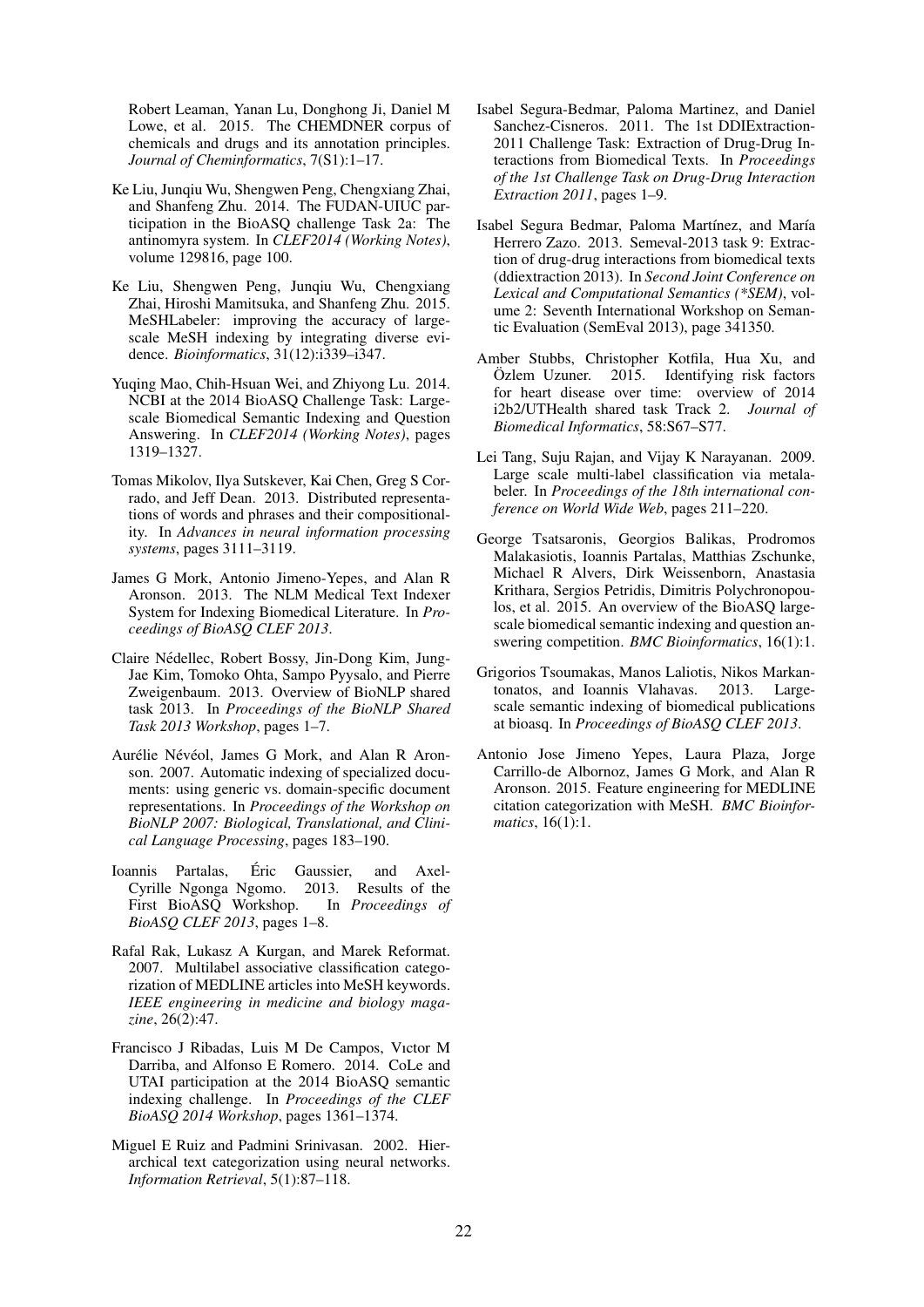Robert Leaman, Yanan Lu, Donghong Ji, Daniel M Lowe, et al. 2015. The CHEMDNER corpus of chemicals and drugs and its annotation principles. *Journal of Cheminformatics*, 7(S1):1–17.

Ke Liu, Junqiu Wu, Shengwen Peng, Chengxiang Zhai, and Shanfeng Zhu. 2014. The FUDAN-UIUC participation in the BioASQ challenge Task 2a: The antinomyra system. In *CLEF2014 (Working Notes)*, volume 129816, page 100.

Ke Liu, Shengwen Peng, Junqiu Wu, Chengxiang Zhai, Hiroshi Mamitsuka, and Shanfeng Zhu. 2015. MeSHLabeler: improving the accuracy of large-scale MeSH indexing by integrating diverse evidence. *Bioinformatics*, 31(12):i339–i347.

Yuqing Mao, Chih-Hsuan Wei, and Zhiyong Lu. 2014. NCBI at the 2014 BioASQ Challenge Task: Large-scale Biomedical Semantic Indexing and Question Answering. In *CLEF2014 (Working Notes)*, pages 1319–1327.

Tomas Mikolov, Ilya Sutskever, Kai Chen, Greg S Corrado, and Jeff Dean. 2013. Distributed representations of words and phrases and their compositionality. In *Advances in neural information processing systems*, pages 3111–3119.

James G Mork, Antonio Jimeno-Yepes, and Alan R Aronson. 2013. The NLM Medical Text Indexer System for Indexing Biomedical Literature. In *Proceedings of BioASQ CLEF 2013*.

Claire Nédellec, Robert Bossy, Jin-Dong Kim, Jung-Jae Kim, Tomoko Ohta, Sampo Pyysalo, and Pierre Zweigenbaum. 2013. Overview of BioNLP shared task 2013. In *Proceedings of the BioNLP Shared Task 2013 Workshop*, pages 1–7.

Aurélie Névéol, James G Mork, and Alan R Aronson. 2007. Automatic indexing of specialized documents: using generic vs. domain-specific document representations. In *Proceedings of the Workshop on BioNLP 2007: Biological, Translational, and Clinical Language Processing*, pages 183–190.

Ioannis Partalas, Éric Gaussier, and Axel-Cyrille Ngonga Ngomo. 2013. Results of the First BioASQ Workshop. In *Proceedings of BioASQ CLEF 2013*, pages 1–8.

Rafal Rak, Lukasz A Kurgan, and Marek Reformat. 2007. Multilabel associative classification categorization of MEDLINE articles into MeSH keywords. *IEEE engineering in medicine and biology magazine*, 26(2):47.

Francisco J Ribadas, Luis M De Campos, Vıctor M Darriba, and Alfonso E Romero. 2014. CoLe and UTAI participation at the 2014 BioASQ semantic indexing challenge. In *Proceedings of the CLEF BioASQ 2014 Workshop*, pages 1361–1374.

Miguel E Ruiz and Padmini Srinivasan. 2002. Hierarchical text categorization using neural networks. *Information Retrieval*, 5(1):87–118.

Isabel Segura-Bedmar, Paloma Martinez, and Daniel Sanchez-Cisneros. 2011. The 1st DDIExtraction-2011 Challenge Task: Extraction of Drug-Drug Interactions from Biomedical Texts. In *Proceedings of the 1st Challenge Task on Drug-Drug Interaction Extraction 2011*, pages 1–9.

Isabel Segura Bedmar, Paloma Martínez, and María Herrero Zazo. 2013. Semeval-2013 task 9: Extraction of drug-drug interactions from biomedical texts (ddiextraction 2013). In *Second Joint Conference on Lexical and Computational Semantics (*SEM)*, volume 2: Seventh International Workshop on Semantic Evaluation (SemEval 2013), page 341350.

Amber Stubbs, Christopher Kotfila, Hua Xu, and Özlem Uzuner. 2015. Identifying risk factors for heart disease over time: overview of 2014 i2b2/UTHealth shared task Track 2. *Journal of Biomedical Informatics*, 58:S67–S77.

Lei Tang, Suju Rajan, and Vijay K Narayanan. 2009. Large scale multi-label classification via metalabeler. In *Proceedings of the 18th international conference on World Wide Web*, pages 211–220.

George Tsatsaronis, Georgios Balikas, Prodromos Malakasiotis, Ioannis Partalas, Matthias Zschunke, Michael R Alvers, Dirk Weissenborn, Anastasia Krithara, Sergios Petridis, Dimitris Polychronopoulos, et al. 2015. An overview of the BioASQ large-scale biomedical semantic indexing and question answering competition. *BMC Bioinformatics*, 16(1):1.

Grigorios Tsoumakas, Manos Laliotis, Nikos Markantonatos, and Ioannis Vlahavas. 2013. Large-scale semantic indexing of biomedical publications at bioasq. In *Proceedings of BioASQ CLEF 2013*.

Antonio Jose Jimeno Yepes, Laura Plaza, Jorge Carrillo-de Albornoz, James G Mork, and Alan R Aronson. 2015. Feature engineering for MEDLINE citation categorization with MeSH. *BMC Bioinformatics*, 16(1):1.